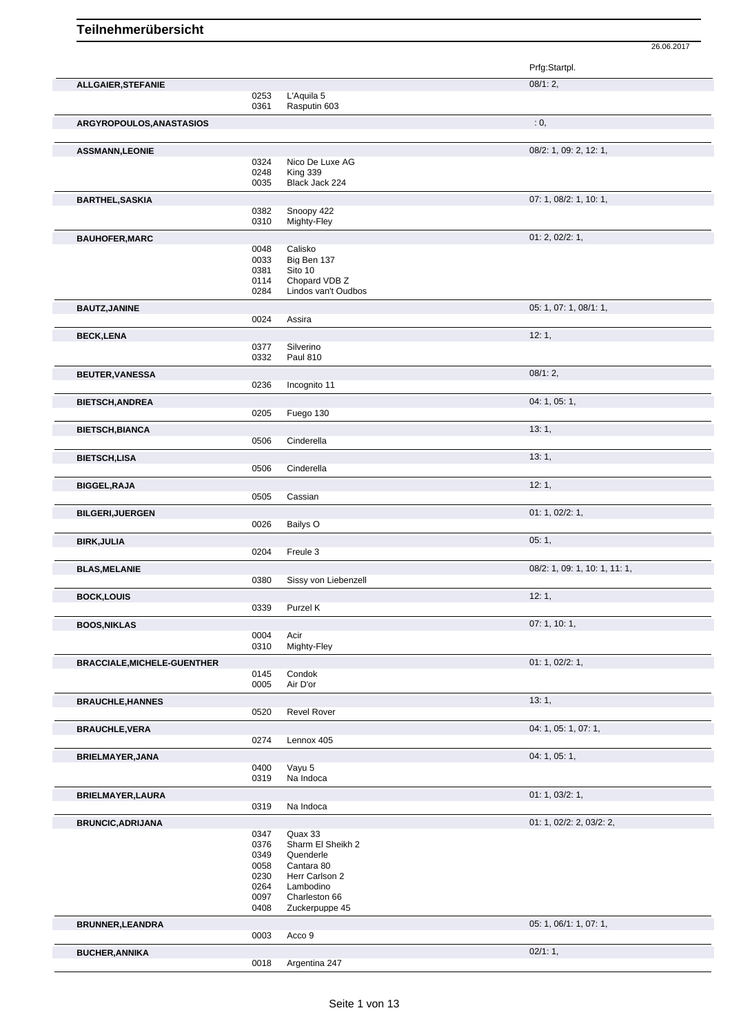# Teilnehmerübersicht

26.06.2017

| Name | Nr. | Pferd | Prfg:Startpl. |
|---|---|---|---|
| **ALLGAIER,STEFANIE** | | | 08/1: 2, |
| | 0253 | L'Aquila 5 | |
| | 0361 | Rasputin 603 | |
| **ARGYROPOULOS,ANASTASIOS** | | | : 0, |
| **ASSMANN,LEONIE** | | | 08/2: 1, 09: 2, 12: 1, |
| | 0324 | Nico De Luxe AG | |
| | 0248 | King 339 | |
| | 0035 | Black Jack 224 | |
| **BARTHEL,SASKIA** | | | 07: 1, 08/2: 1, 10: 1, |
| | 0382 | Snoopy 422 | |
| | 0310 | Mighty-Fley | |
| **BAUHOFER,MARC** | | | 01: 2, 02/2: 1, |
| | 0048 | Calisko | |
| | 0033 | Big Ben 137 | |
| | 0381 | Sito 10 | |
| | 0114 | Chopard VDB Z | |
| | 0284 | Lindos van't Oudbos | |
| **BAUTZ,JANINE** | | | 05: 1, 07: 1, 08/1: 1, |
| | 0024 | Assira | |
| **BECK,LENA** | | | 12: 1, |
| | 0377 | Silverino | |
| | 0332 | Paul 810 | |
| **BEUTER,VANESSA** | | | 08/1: 2, |
| | 0236 | Incognito 11 | |
| **BIETSCH,ANDREA** | | | 04: 1, 05: 1, |
| | 0205 | Fuego 130 | |
| **BIETSCH,BIANCA** | | | 13: 1, |
| | 0506 | Cinderella | |
| **BIETSCH,LISA** | | | 13: 1, |
| | 0506 | Cinderella | |
| **BIGGEL,RAJA** | | | 12: 1, |
| | 0505 | Cassian | |
| **BILGERI,JUERGEN** | | | 01: 1, 02/2: 1, |
| | 0026 | Bailys O | |
| **BIRK,JULIA** | | | 05: 1, |
| | 0204 | Freule 3 | |
| **BLAS,MELANIE** | | | 08/2: 1, 09: 1, 10: 1, 11: 1, |
| | 0380 | Sissy von Liebenzell | |
| **BOCK,LOUIS** | | | 12: 1, |
| | 0339 | Purzel K | |
| **BOOS,NIKLAS** | | | 07: 1, 10: 1, |
| | 0004 | Acir | |
| | 0310 | Mighty-Fley | |
| **BRACCIALE,MICHELE-GUENTHER** | | | 01: 1, 02/2: 1, |
| | 0145 | Condok | |
| | 0005 | Air D'or | |
| **BRAUCHLE,HANNES** | | | 13: 1, |
| | 0520 | Revel Rover | |
| **BRAUCHLE,VERA** | | | 04: 1, 05: 1, 07: 1, |
| | 0274 | Lennox 405 | |
| **BRIELMAYER,JANA** | | | 04: 1, 05: 1, |
| | 0400 | Vayu 5 | |
| | 0319 | Na Indoca | |
| **BRIELMAYER,LAURA** | | | 01: 1, 03/2: 1, |
| | 0319 | Na Indoca | |
| **BRUNCIC,ADRIJANA** | | | 01: 1, 02/2: 2, 03/2: 2, |
| | 0347 | Quax 33 | |
| | 0376 | Sharm El Sheikh 2 | |
| | 0349 | Quenderle | |
| | 0058 | Cantara 80 | |
| | 0230 | Herr Carlson 2 | |
| | 0264 | Lambodino | |
| | 0097 | Charleston 66 | |
| | 0408 | Zuckerpuppe 45 | |
| **BRUNNER,LEANDRA** | | | 05: 1, 06/1: 1, 07: 1, |
| | 0003 | Acco 9 | |
| **BUCHER,ANNIKA** | | | 02/1: 1, |
| | 0018 | Argentina 247 | |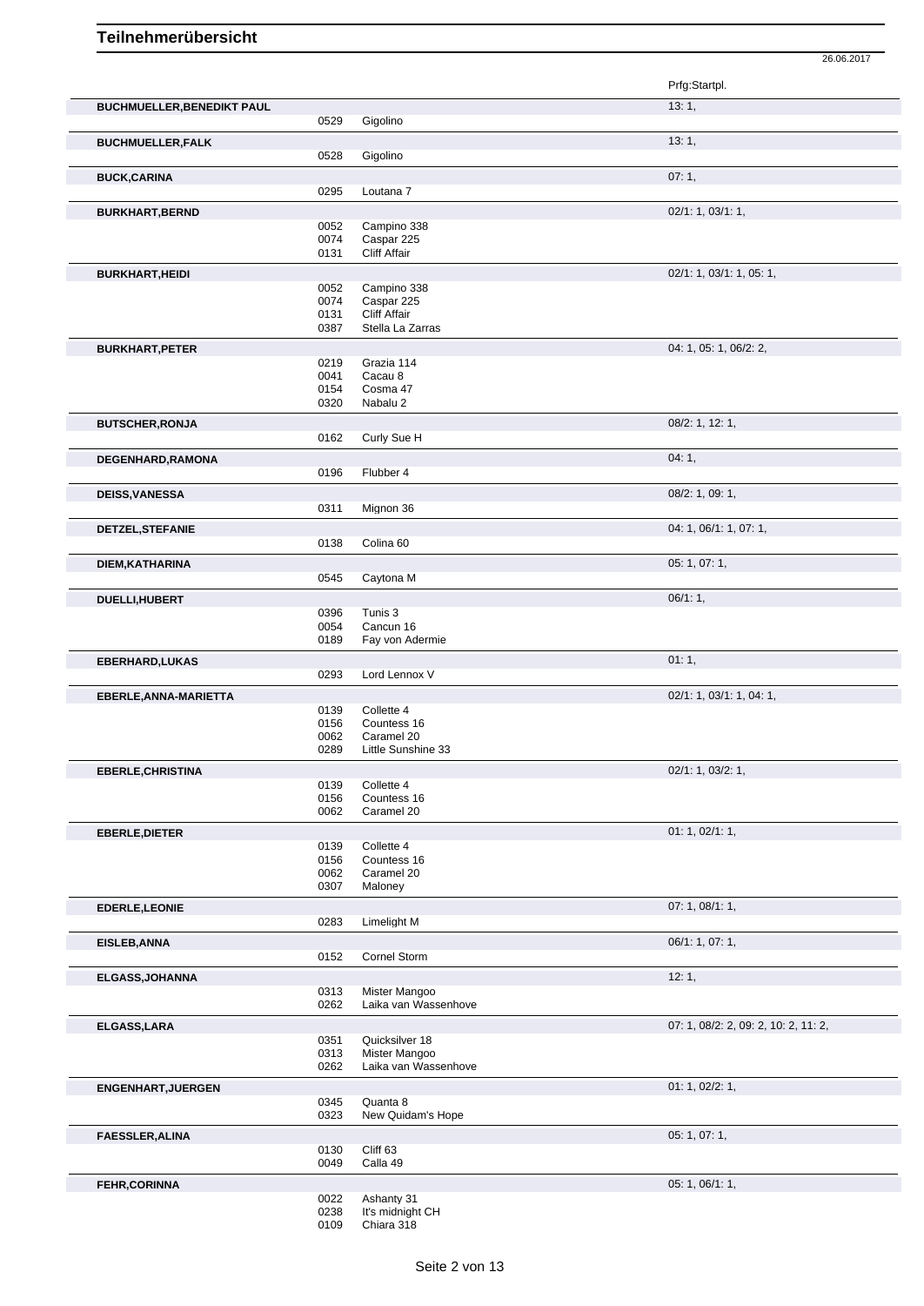# Teilnehmerübersicht

26.06.2017

| Name | Nr. | Pferd | Prfg:Startpl. |
|---|---|---|---|
| **BUCHMUELLER,BENEDIKT PAUL** | | | 13: 1, |
| | 0529 | Gigolino | |
| **BUCHMUELLER,FALK** | | | 13: 1, |
| | 0528 | Gigolino | |
| **BUCK,CARINA** | | | 07: 1, |
| | 0295 | Loutana 7 | |
| **BURKHART,BERND** | | | 02/1: 1, 03/1: 1, |
| | 0052 | Campino 338 | |
| | 0074 | Caspar 225 | |
| | 0131 | Cliff Affair | |
| **BURKHART,HEIDI** | | | 02/1: 1, 03/1: 1, 05: 1, |
| | 0052 | Campino 338 | |
| | 0074 | Caspar 225 | |
| | 0131 | Cliff Affair | |
| | 0387 | Stella La Zarras | |
| **BURKHART,PETER** | | | 04: 1, 05: 1, 06/2: 2, |
| | 0219 | Grazia 114 | |
| | 0041 | Cacau 8 | |
| | 0154 | Cosma 47 | |
| | 0320 | Nabalu 2 | |
| **BUTSCHER,RONJA** | | | 08/2: 1, 12: 1, |
| | 0162 | Curly Sue H | |
| **DEGENHARD,RAMONA** | | | 04: 1, |
| | 0196 | Flubber 4 | |
| **DEISS,VANESSA** | | | 08/2: 1, 09: 1, |
| | 0311 | Mignon 36 | |
| **DETZEL,STEFANIE** | | | 04: 1, 06/1: 1, 07: 1, |
| | 0138 | Colina 60 | |
| **DIEM,KATHARINA** | | | 05: 1, 07: 1, |
| | 0545 | Caytona M | |
| **DUELLI,HUBERT** | | | 06/1: 1, |
| | 0396 | Tunis 3 | |
| | 0054 | Cancun 16 | |
| | 0189 | Fay von Adermie | |
| **EBERHARD,LUKAS** | | | 01: 1, |
| | 0293 | Lord Lennox V | |
| **EBERLE,ANNA-MARIETTA** | | | 02/1: 1, 03/1: 1, 04: 1, |
| | 0139 | Collette 4 | |
| | 0156 | Countess 16 | |
| | 0062 | Caramel 20 | |
| | 0289 | Little Sunshine 33 | |
| **EBERLE,CHRISTINA** | | | 02/1: 1, 03/2: 1, |
| | 0139 | Collette 4 | |
| | 0156 | Countess 16 | |
| | 0062 | Caramel 20 | |
| **EBERLE,DIETER** | | | 01: 1, 02/1: 1, |
| | 0139 | Collette 4 | |
| | 0156 | Countess 16 | |
| | 0062 | Caramel 20 | |
| | 0307 | Maloney | |
| **EDERLE,LEONIE** | | | 07: 1, 08/1: 1, |
| | 0283 | Limelight M | |
| **EISLEB,ANNA** | | | 06/1: 1, 07: 1, |
| | 0152 | Cornel Storm | |
| **ELGASS,JOHANNA** | | | 12: 1, |
| | 0313 | Mister Mangoo | |
| | 0262 | Laika van Wassenhove | |
| **ELGASS,LARA** | | | 07: 1, 08/2: 2, 09: 2, 10: 2, 11: 2, |
| | 0351 | Quicksilver 18 | |
| | 0313 | Mister Mangoo | |
| | 0262 | Laika van Wassenhove | |
| **ENGENHART,JUERGEN** | | | 01: 1, 02/2: 1, |
| | 0345 | Quanta 8 | |
| | 0323 | New Quidam's Hope | |
| **FAESSLER,ALINA** | | | 05: 1, 07: 1, |
| | 0130 | Cliff 63 | |
| | 0049 | Calla 49 | |
| **FEHR,CORINNA** | | | 05: 1, 06/1: 1, |
| | 0022 | Ashanty 31 | |
| | 0238 | It's midnight CH | |
| | 0109 | Chiara 318 | |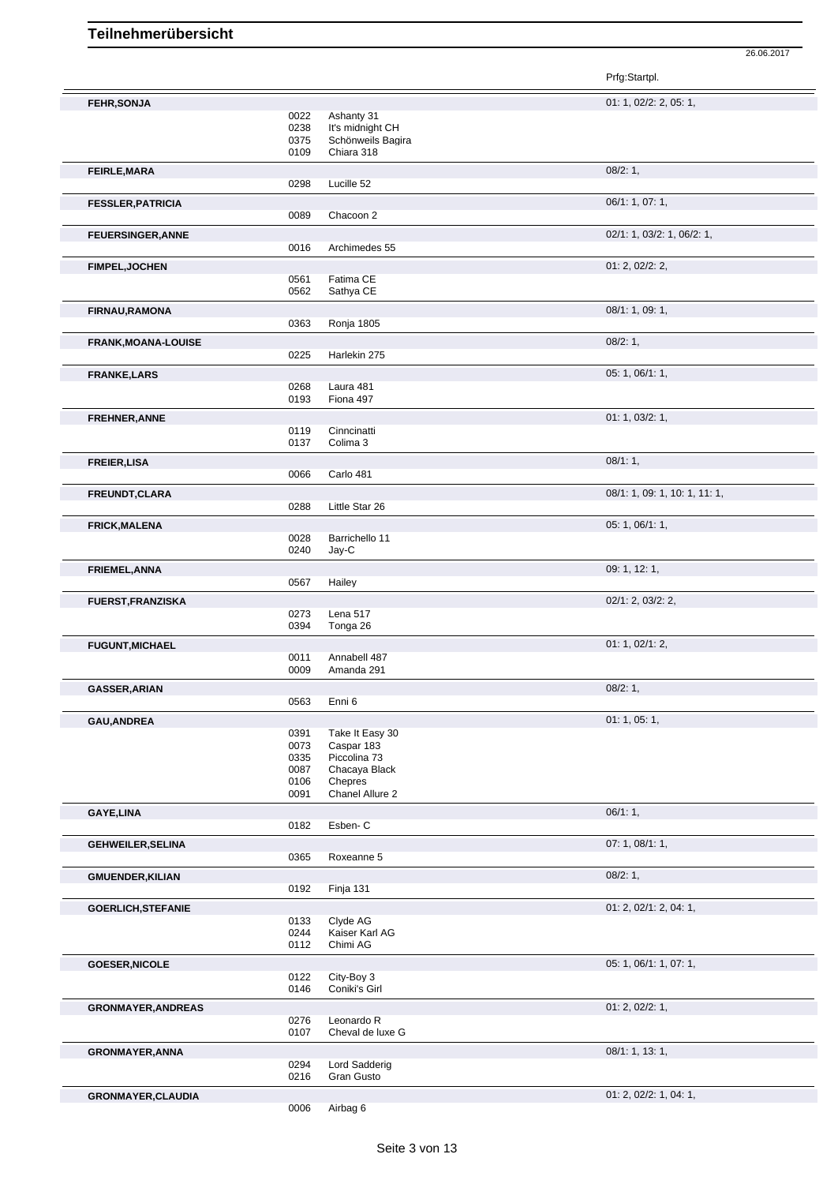# Teilnehmerübersicht

26.06.2017

| Name | Nr. | Pferd | Prfg:Startpl. |
|---|---|---|---|
| **FEHR,SONJA** | | | 01: 1, 02/2: 2, 05: 1, |
| | 0022 | Ashanty 31 | |
| | 0238 | It's midnight CH | |
| | 0375 | Schönweils Bagira | |
| | 0109 | Chiara 318 | |
| **FEIRLE,MARA** | | | 08/2: 1, |
| | 0298 | Lucille 52 | |
| **FESSLER,PATRICIA** | | | 06/1: 1, 07: 1, |
| | 0089 | Chacoon 2 | |
| **FEUERSINGER,ANNE** | | | 02/1: 1, 03/2: 1, 06/2: 1, |
| | 0016 | Archimedes 55 | |
| **FIMPEL,JOCHEN** | | | 01: 2, 02/2: 2, |
| | 0561 | Fatima CE | |
| | 0562 | Sathya CE | |
| **FIRNAU,RAMONA** | | | 08/1: 1, 09: 1, |
| | 0363 | Ronja 1805 | |
| **FRANK,MOANA-LOUISE** | | | 08/2: 1, |
| | 0225 | Harlekin 275 | |
| **FRANKE,LARS** | | | 05: 1, 06/1: 1, |
| | 0268 | Laura 481 | |
| | 0193 | Fiona 497 | |
| **FREHNER,ANNE** | | | 01: 1, 03/2: 1, |
| | 0119 | Cinncinatti | |
| | 0137 | Colima 3 | |
| **FREIER,LISA** | | | 08/1: 1, |
| | 0066 | Carlo 481 | |
| **FREUNDT,CLARA** | | | 08/1: 1, 09: 1, 10: 1, 11: 1, |
| | 0288 | Little Star 26 | |
| **FRICK,MALENA** | | | 05: 1, 06/1: 1, |
| | 0028 | Barrichello 11 | |
| | 0240 | Jay-C | |
| **FRIEMEL,ANNA** | | | 09: 1, 12: 1, |
| | 0567 | Hailey | |
| **FUERST,FRANZISKA** | | | 02/1: 2, 03/2: 2, |
| | 0273 | Lena 517 | |
| | 0394 | Tonga 26 | |
| **FUGUNT,MICHAEL** | | | 01: 1, 02/1: 2, |
| | 0011 | Annabell 487 | |
| | 0009 | Amanda 291 | |
| **GASSER,ARIAN** | | | 08/2: 1, |
| | 0563 | Enni 6 | |
| **GAU,ANDREA** | | | 01: 1, 05: 1, |
| | 0391 | Take It Easy 30 | |
| | 0073 | Caspar 183 | |
| | 0335 | Piccolina 73 | |
| | 0087 | Chacaya Black | |
| | 0106 | Chepres | |
| | 0091 | Chanel Allure 2 | |
| **GAYE,LINA** | | | 06/1: 1, |
| | 0182 | Esben- C | |
| **GEHWEILER,SELINA** | | | 07: 1, 08/1: 1, |
| | 0365 | Roxeanne 5 | |
| **GMUENDER,KILIAN** | | | 08/2: 1, |
| | 0192 | Finja 131 | |
| **GOERLICH,STEFANIE** | | | 01: 2, 02/1: 2, 04: 1, |
| | 0133 | Clyde AG | |
| | 0244 | Kaiser Karl AG | |
| | 0112 | Chimi AG | |
| **GOESER,NICOLE** | | | 05: 1, 06/1: 1, 07: 1, |
| | 0122 | City-Boy 3 | |
| | 0146 | Coniki's Girl | |
| **GRONMAYER,ANDREAS** | | | 01: 2, 02/2: 1, |
| | 0276 | Leonardo R | |
| | 0107 | Cheval de luxe G | |
| **GRONMAYER,ANNA** | | | 08/1: 1, 13: 1, |
| | 0294 | Lord Sadderig | |
| | 0216 | Gran Gusto | |
| **GRONMAYER,CLAUDIA** | | | 01: 2, 02/2: 1, 04: 1, |
| | 0006 | Airbag 6 | |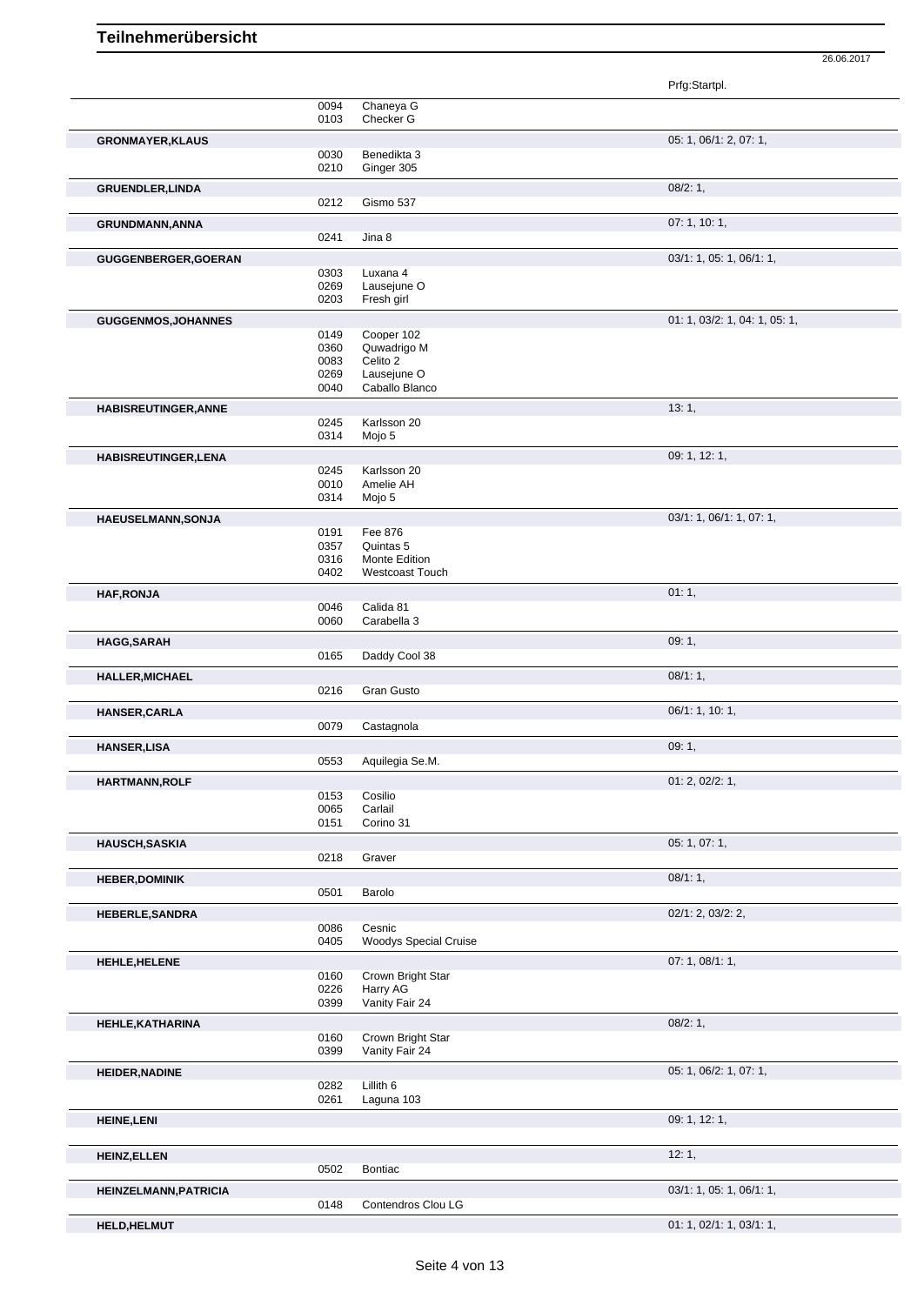# Teilnehmerübersicht

26.06.2017

| Name | Nr. | Pferd | Prfg:Startpl. |
|---|---|---|---|
| | 0094 | Chaneya G | |
| | 0103 | Checker G | |
| **GRONMAYER,KLAUS** | | | 05: 1, 06/1: 2, 07: 1, |
| | 0030 | Benedikta 3 | |
| | 0210 | Ginger 305 | |
| **GRUENDLER,LINDA** | | | 08/2: 1, |
| | 0212 | Gismo 537 | |
| **GRUNDMANN,ANNA** | | | 07: 1, 10: 1, |
| | 0241 | Jina 8 | |
| **GUGGENBERGER,GOERAN** | | | 03/1: 1, 05: 1, 06/1: 1, |
| | 0303 | Luxana 4 | |
| | 0269 | Lausejune O | |
| | 0203 | Fresh girl | |
| **GUGGENMOS,JOHANNES** | | | 01: 1, 03/2: 1, 04: 1, 05: 1, |
| | 0149 | Cooper 102 | |
| | 0360 | Quwadrigo M | |
| | 0083 | Celito 2 | |
| | 0269 | Lausejune O | |
| | 0040 | Caballo Blanco | |
| **HABISREUTINGER,ANNE** | | | 13: 1, |
| | 0245 | Karlsson 20 | |
| | 0314 | Mojo 5 | |
| **HABISREUTINGER,LENA** | | | 09: 1, 12: 1, |
| | 0245 | Karlsson 20 | |
| | 0010 | Amelie AH | |
| | 0314 | Mojo 5 | |
| **HAEUSELMANN,SONJA** | | | 03/1: 1, 06/1: 1, 07: 1, |
| | 0191 | Fee 876 | |
| | 0357 | Quintas 5 | |
| | 0316 | Monte Edition | |
| | 0402 | Westcoast Touch | |
| **HAF,RONJA** | | | 01: 1, |
| | 0046 | Calida 81 | |
| | 0060 | Carabella 3 | |
| **HAGG,SARAH** | | | 09: 1, |
| | 0165 | Daddy Cool 38 | |
| **HALLER,MICHAEL** | | | 08/1: 1, |
| | 0216 | Gran Gusto | |
| **HANSER,CARLA** | | | 06/1: 1, 10: 1, |
| | 0079 | Castagnola | |
| **HANSER,LISA** | | | 09: 1, |
| | 0553 | Aquilegia Se.M. | |
| **HARTMANN,ROLF** | | | 01: 2, 02/2: 1, |
| | 0153 | Cosilio | |
| | 0065 | Carlail | |
| | 0151 | Corino 31 | |
| **HAUSCH,SASKIA** | | | 05: 1, 07: 1, |
| | 0218 | Graver | |
| **HEBER,DOMINIK** | | | 08/1: 1, |
| | 0501 | Barolo | |
| **HEBERLE,SANDRA** | | | 02/1: 2, 03/2: 2, |
| | 0086 | Cesnic | |
| | 0405 | Woodys Special Cruise | |
| **HEHLE,HELENE** | | | 07: 1, 08/1: 1, |
| | 0160 | Crown Bright Star | |
| | 0226 | Harry AG | |
| | 0399 | Vanity Fair 24 | |
| **HEHLE,KATHARINA** | | | 08/2: 1, |
| | 0160 | Crown Bright Star | |
| | 0399 | Vanity Fair 24 | |
| **HEIDER,NADINE** | | | 05: 1, 06/2: 1, 07: 1, |
| | 0282 | Lillith 6 | |
| | 0261 | Laguna 103 | |
| **HEINE,LENI** | | | 09: 1, 12: 1, |
| **HEINZ,ELLEN** | | | 12: 1, |
| | 0502 | Bontiac | |
| **HEINZELMANN,PATRICIA** | | | 03/1: 1, 05: 1, 06/1: 1, |
| | 0148 | Contendros Clou LG | |
| **HELD,HELMUT** | | | 01: 1, 02/1: 1, 03/1: 1, |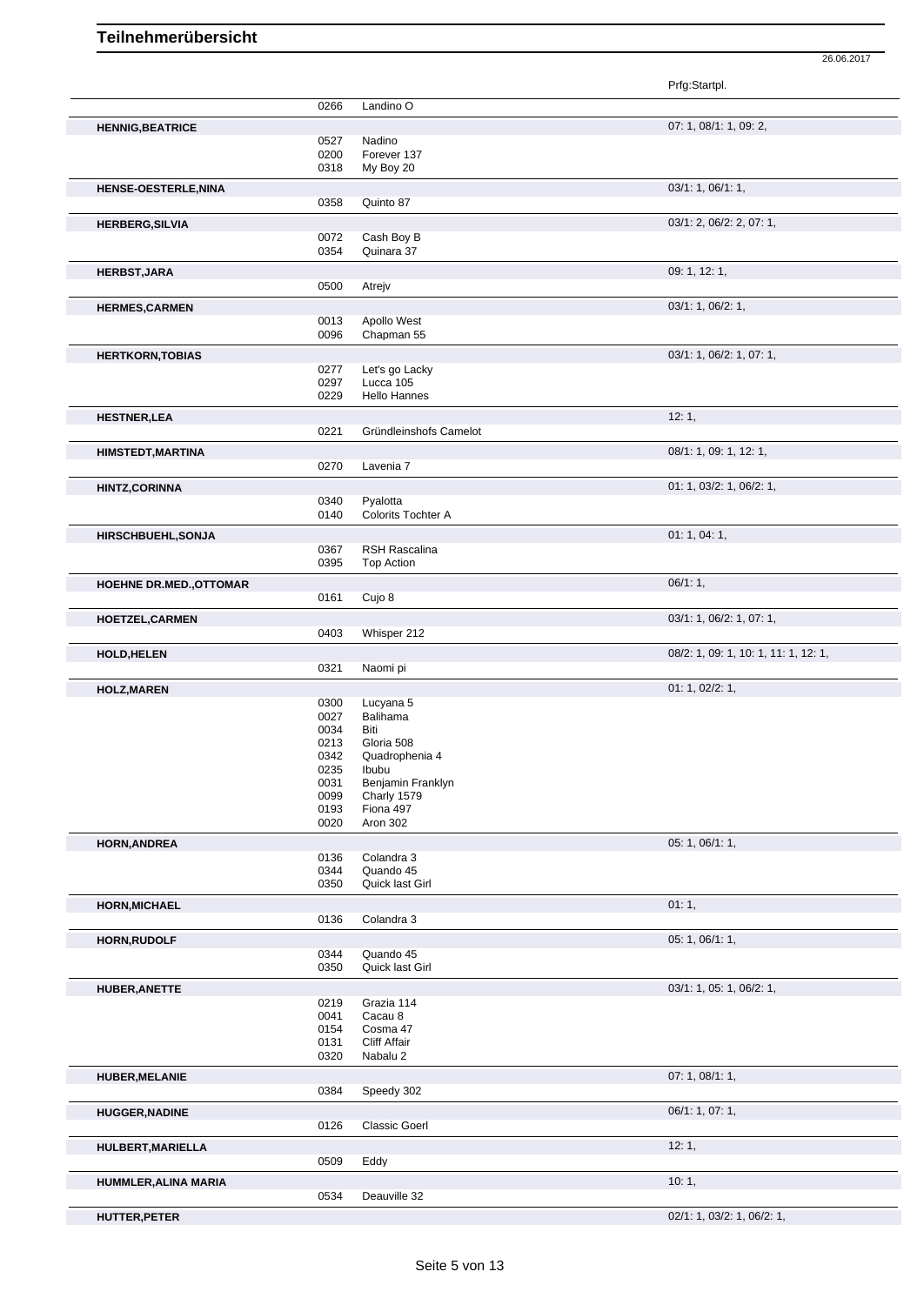# Teilnehmerübersicht

26.06.2017

| Name | Nr. | Pferd | Prfg:Startpl. |
|---|---|---|---|
| | 0266 | Landino O | |
| **HENNIG,BEATRICE** | | | 07: 1, 08/1: 1, 09: 2, |
| | 0527 | Nadino | |
| | 0200 | Forever 137 | |
| | 0318 | My Boy 20 | |
| **HENSE-OESTERLE,NINA** | | | 03/1: 1, 06/1: 1, |
| | 0358 | Quinto 87 | |
| **HERBERG,SILVIA** | | | 03/1: 2, 06/2: 2, 07: 1, |
| | 0072 | Cash Boy B | |
| | 0354 | Quinara 37 | |
| **HERBST,JARA** | | | 09: 1, 12: 1, |
| | 0500 | Atrejv | |
| **HERMES,CARMEN** | | | 03/1: 1, 06/2: 1, |
| | 0013 | Apollo West | |
| | 0096 | Chapman 55 | |
| **HERTKORN,TOBIAS** | | | 03/1: 1, 06/2: 1, 07: 1, |
| | 0277 | Let's go Lacky | |
| | 0297 | Lucca 105 | |
| | 0229 | Hello Hannes | |
| **HESTNER,LEA** | | | 12: 1, |
| | 0221 | Gründleinshofs Camelot | |
| **HIMSTEDT,MARTINA** | | | 08/1: 1, 09: 1, 12: 1, |
| | 0270 | Lavenia 7 | |
| **HINTZ,CORINNA** | | | 01: 1, 03/2: 1, 06/2: 1, |
| | 0340 | Pyalotta | |
| | 0140 | Colorits Tochter A | |
| **HIRSCHBUEHL,SONJA** | | | 01: 1, 04: 1, |
| | 0367 | RSH Rascalina | |
| | 0395 | Top Action | |
| **HOEHNE DR.MED.,OTTOMAR** | | | 06/1: 1, |
| | 0161 | Cujo 8 | |
| **HOETZEL,CARMEN** | | | 03/1: 1, 06/2: 1, 07: 1, |
| | 0403 | Whisper 212 | |
| **HOLD,HELEN** | | | 08/2: 1, 09: 1, 10: 1, 11: 1, 12: 1, |
| | 0321 | Naomi pi | |
| **HOLZ,MAREN** | | | 01: 1, 02/2: 1, |
| | 0300 | Lucyana 5 | |
| | 0027 | Balihama | |
| | 0034 | Biti | |
| | 0213 | Gloria 508 | |
| | 0342 | Quadrophenia 4 | |
| | 0235 | Ibubu | |
| | 0031 | Benjamin Franklyn | |
| | 0099 | Charly 1579 | |
| | 0193 | Fiona 497 | |
| | 0020 | Aron 302 | |
| **HORN,ANDREA** | | | 05: 1, 06/1: 1, |
| | 0136 | Colandra 3 | |
| | 0344 | Quando 45 | |
| | 0350 | Quick last Girl | |
| **HORN,MICHAEL** | | | 01: 1, |
| | 0136 | Colandra 3 | |
| **HORN,RUDOLF** | | | 05: 1, 06/1: 1, |
| | 0344 | Quando 45 | |
| | 0350 | Quick last Girl | |
| **HUBER,ANETTE** | | | 03/1: 1, 05: 1, 06/2: 1, |
| | 0219 | Grazia 114 | |
| | 0041 | Cacau 8 | |
| | 0154 | Cosma 47 | |
| | 0131 | Cliff Affair | |
| | 0320 | Nabalu 2 | |
| **HUBER,MELANIE** | | | 07: 1, 08/1: 1, |
| | 0384 | Speedy 302 | |
| **HUGGER,NADINE** | | | 06/1: 1, 07: 1, |
| | 0126 | Classic Goerl | |
| **HULBERT,MARIELLA** | | | 12: 1, |
| | 0509 | Eddy | |
| **HUMMLER,ALINA MARIA** | | | 10: 1, |
| | 0534 | Deauville 32 | |
| **HUTTER,PETER** | | | 02/1: 1, 03/2: 1, 06/2: 1, |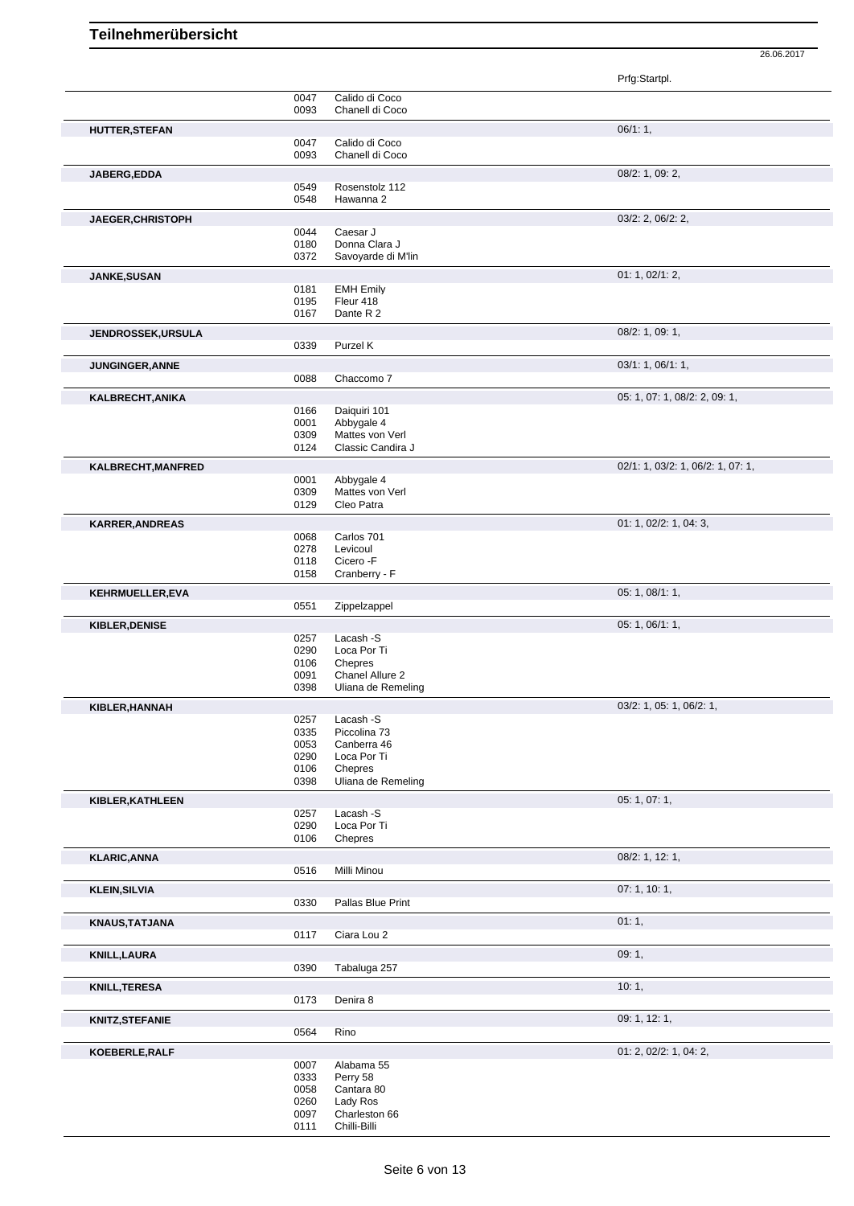# Teilnehmerübersicht

26.06.2017

| Name | Nr. | Pferd | Prfg:Startpl. |
|---|---|---|---|
| | 0047 | Calido di Coco | |
| | 0093 | Chanell di Coco | |
| **HUTTER,STEFAN** | | | 06/1: 1, |
| | 0047 | Calido di Coco | |
| | 0093 | Chanell di Coco | |
| **JABERG,EDDA** | | | 08/2: 1, 09: 2, |
| | 0549 | Rosenstolz 112 | |
| | 0548 | Hawanna 2 | |
| **JAEGER,CHRISTOPH** | | | 03/2: 2, 06/2: 2, |
| | 0044 | Caesar J | |
| | 0180 | Donna Clara J | |
| | 0372 | Savoyarde di M'lin | |
| **JANKE,SUSAN** | | | 01: 1, 02/1: 2, |
| | 0181 | EMH Emily | |
| | 0195 | Fleur 418 | |
| | 0167 | Dante R 2 | |
| **JENDROSSEK,URSULA** | | | 08/2: 1, 09: 1, |
| | 0339 | Purzel K | |
| **JUNGINGER,ANNE** | | | 03/1: 1, 06/1: 1, |
| | 0088 | Chaccomo 7 | |
| **KALBRECHT,ANIKA** | | | 05: 1, 07: 1, 08/2: 2, 09: 1, |
| | 0166 | Daiquiri 101 | |
| | 0001 | Abbygale 4 | |
| | 0309 | Mattes von Verl | |
| | 0124 | Classic Candira J | |
| **KALBRECHT,MANFRED** | | | 02/1: 1, 03/2: 1, 06/2: 1, 07: 1, |
| | 0001 | Abbygale 4 | |
| | 0309 | Mattes von Verl | |
| | 0129 | Cleo Patra | |
| **KARRER,ANDREAS** | | | 01: 1, 02/2: 1, 04: 3, |
| | 0068 | Carlos 701 | |
| | 0278 | Levicoul | |
| | 0118 | Cicero -F | |
| | 0158 | Cranberry - F | |
| **KEHRMUELLER,EVA** | | | 05: 1, 08/1: 1, |
| | 0551 | Zippelzappel | |
| **KIBLER,DENISE** | | | 05: 1, 06/1: 1, |
| | 0257 | Lacash -S | |
| | 0290 | Loca Por Ti | |
| | 0106 | Chepres | |
| | 0091 | Chanel Allure 2 | |
| | 0398 | Uliana de Remeling | |
| **KIBLER,HANNAH** | | | 03/2: 1, 05: 1, 06/2: 1, |
| | 0257 | Lacash -S | |
| | 0335 | Piccolina 73 | |
| | 0053 | Canberra 46 | |
| | 0290 | Loca Por Ti | |
| | 0106 | Chepres | |
| | 0398 | Uliana de Remeling | |
| **KIBLER,KATHLEEN** | | | 05: 1, 07: 1, |
| | 0257 | Lacash -S | |
| | 0290 | Loca Por Ti | |
| | 0106 | Chepres | |
| **KLARIC,ANNA** | | | 08/2: 1, 12: 1, |
| | 0516 | Milli Minou | |
| **KLEIN,SILVIA** | | | 07: 1, 10: 1, |
| | 0330 | Pallas Blue Print | |
| **KNAUS,TATJANA** | | | 01: 1, |
| | 0117 | Ciara Lou 2 | |
| **KNILL,LAURA** | | | 09: 1, |
| | 0390 | Tabaluga 257 | |
| **KNILL,TERESA** | | | 10: 1, |
| | 0173 | Denira 8 | |
| **KNITZ,STEFANIE** | | | 09: 1, 12: 1, |
| | 0564 | Rino | |
| **KOEBERLE,RALF** | | | 01: 2, 02/2: 1, 04: 2, |
| | 0007 | Alabama 55 | |
| | 0333 | Perry 58 | |
| | 0058 | Cantara 80 | |
| | 0260 | Lady Ros | |
| | 0097 | Charleston 66 | |
| | 0111 | Chilli-Billi | |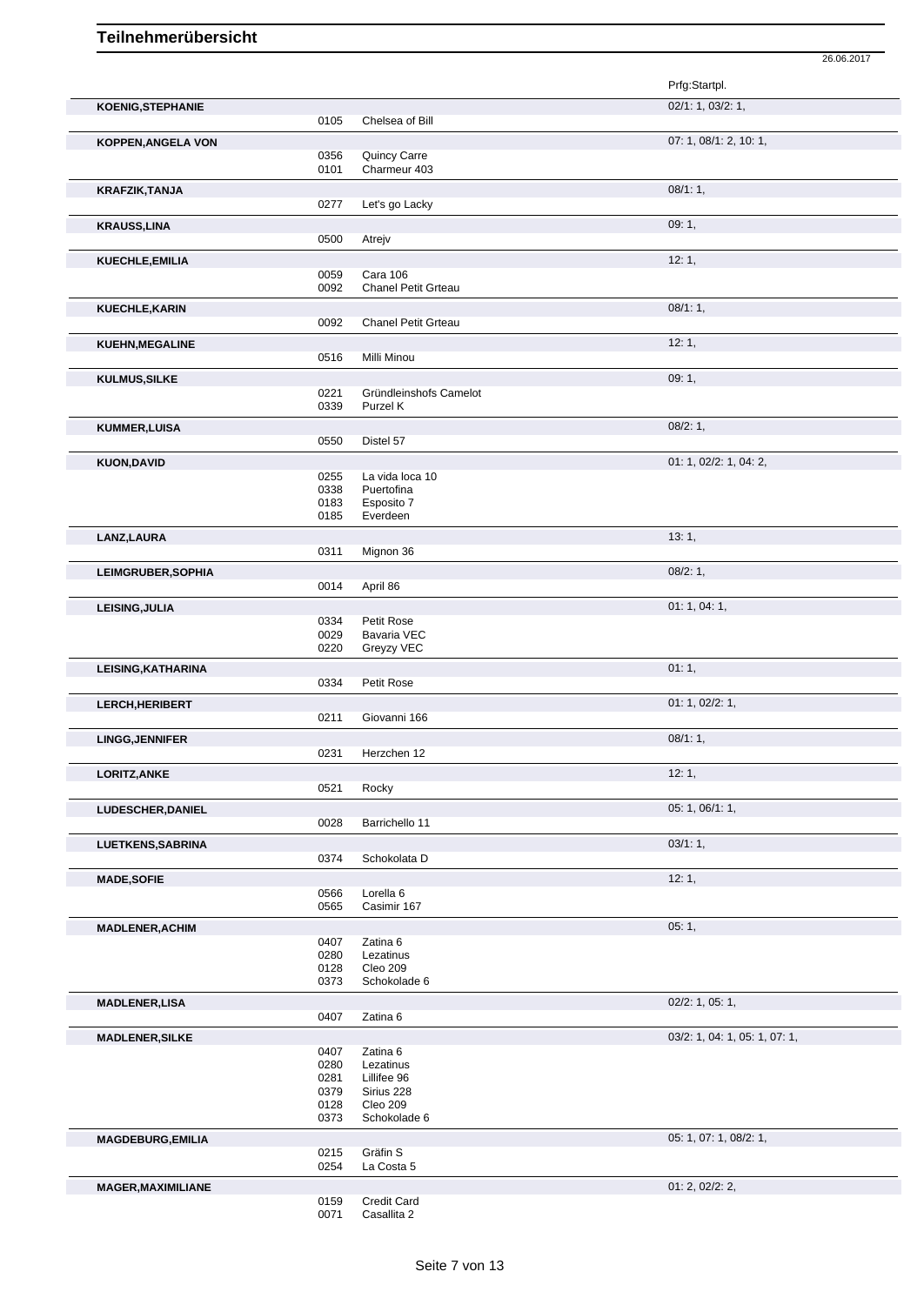# Teilnehmerübersicht

26.06.2017

| Name | Nr. | Pferd | Prfg:Startpl. |
|---|---|---|---|
| **KOENIG,STEPHANIE** | | | 02/1: 1, 03/2: 1, |
| | 0105 | Chelsea of Bill | |
| **KOPPEN,ANGELA VON** | | | 07: 1, 08/1: 2, 10: 1, |
| | 0356 | Quincy Carre | |
| | 0101 | Charmeur 403 | |
| **KRAFZIK,TANJA** | | | 08/1: 1, |
| | 0277 | Let's go Lacky | |
| **KRAUSS,LINA** | | | 09: 1, |
| | 0500 | Atrejv | |
| **KUECHLE,EMILIA** | | | 12: 1, |
| | 0059 | Cara 106 | |
| | 0092 | Chanel Petit Grteau | |
| **KUECHLE,KARIN** | | | 08/1: 1, |
| | 0092 | Chanel Petit Grteau | |
| **KUEHN,MEGALINE** | | | 12: 1, |
| | 0516 | Milli Minou | |
| **KULMUS,SILKE** | | | 09: 1, |
| | 0221 | Gründleinshofs Camelot | |
| | 0339 | Purzel K | |
| **KUMMER,LUISA** | | | 08/2: 1, |
| | 0550 | Distel 57 | |
| **KUON,DAVID** | | | 01: 1, 02/2: 1, 04: 2, |
| | 0255 | La vida loca 10 | |
| | 0338 | Puertofina | |
| | 0183 | Esposito 7 | |
| | 0185 | Everdeen | |
| **LANZ,LAURA** | | | 13: 1, |
| | 0311 | Mignon 36 | |
| **LEIMGRUBER,SOPHIA** | | | 08/2: 1, |
| | 0014 | April 86 | |
| **LEISING,JULIA** | | | 01: 1, 04: 1, |
| | 0334 | Petit Rose | |
| | 0029 | Bavaria VEC | |
| | 0220 | Greyzy VEC | |
| **LEISING,KATHARINA** | | | 01: 1, |
| | 0334 | Petit Rose | |
| **LERCH,HERIBERT** | | | 01: 1, 02/2: 1, |
| | 0211 | Giovanni 166 | |
| **LINGG,JENNIFER** | | | 08/1: 1, |
| | 0231 | Herzchen 12 | |
| **LORITZ,ANKE** | | | 12: 1, |
| | 0521 | Rocky | |
| **LUDESCHER,DANIEL** | | | 05: 1, 06/1: 1, |
| | 0028 | Barrichello 11 | |
| **LUETKENS,SABRINA** | | | 03/1: 1, |
| | 0374 | Schokolata D | |
| **MADE,SOFIE** | | | 12: 1, |
| | 0566 | Lorella 6 | |
| | 0565 | Casimir 167 | |
| **MADLENER,ACHIM** | | | 05: 1, |
| | 0407 | Zatina 6 | |
| | 0280 | Lezatinus | |
| | 0128 | Cleo 209 | |
| | 0373 | Schokolade 6 | |
| **MADLENER,LISA** | | | 02/2: 1, 05: 1, |
| | 0407 | Zatina 6 | |
| **MADLENER,SILKE** | | | 03/2: 1, 04: 1, 05: 1, 07: 1, |
| | 0407 | Zatina 6 | |
| | 0280 | Lezatinus | |
| | 0281 | Lillifee 96 | |
| | 0379 | Sirius 228 | |
| | 0128 | Cleo 209 | |
| | 0373 | Schokolade 6 | |
| **MAGDEBURG,EMILIA** | | | 05: 1, 07: 1, 08/2: 1, |
| | 0215 | Gräfin S | |
| | 0254 | La Costa 5 | |
| **MAGER,MAXIMILIANE** | | | 01: 2, 02/2: 2, |
| | 0159 | Credit Card | |
| | 0071 | Casallita 2 | |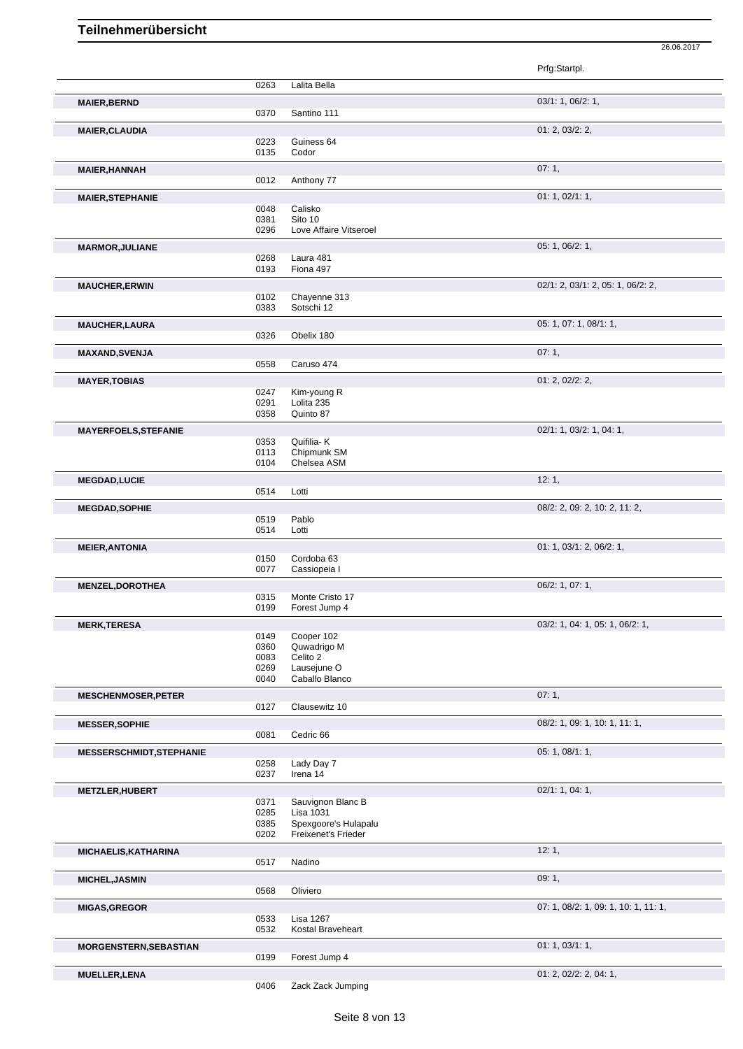# Teilnehmerübersicht

26.06.2017

| Name | Nr. | Pferd | Prfg:Startpl. |
|---|---|---|---|
| | 0263 | Lalita Bella | |
| **MAIER,BERND** | | | 03/1: 1, 06/2: 1, |
| | 0370 | Santino 111 | |
| **MAIER,CLAUDIA** | | | 01: 2, 03/2: 2, |
| | 0223 | Guiness 64 | |
| | 0135 | Codor | |
| **MAIER,HANNAH** | | | 07: 1, |
| | 0012 | Anthony 77 | |
| **MAIER,STEPHANIE** | | | 01: 1, 02/1: 1, |
| | 0048 | Calisko | |
| | 0381 | Sito 10 | |
| | 0296 | Love Affaire Vitseroel | |
| **MARMOR,JULIANE** | | | 05: 1, 06/2: 1, |
| | 0268 | Laura 481 | |
| | 0193 | Fiona 497 | |
| **MAUCHER,ERWIN** | | | 02/1: 2, 03/1: 2, 05: 1, 06/2: 2, |
| | 0102 | Chayenne 313 | |
| | 0383 | Sotschi 12 | |
| **MAUCHER,LAURA** | | | 05: 1, 07: 1, 08/1: 1, |
| | 0326 | Obelix 180 | |
| **MAXAND,SVENJA** | | | 07: 1, |
| | 0558 | Caruso 474 | |
| **MAYER,TOBIAS** | | | 01: 2, 02/2: 2, |
| | 0247 | Kim-young R | |
| | 0291 | Lolita 235 | |
| | 0358 | Quinto 87 | |
| **MAYERFOELS,STEFANIE** | | | 02/1: 1, 03/2: 1, 04: 1, |
| | 0353 | Quifilia- K | |
| | 0113 | Chipmunk SM | |
| | 0104 | Chelsea ASM | |
| **MEGDAD,LUCIE** | | | 12: 1, |
| | 0514 | Lotti | |
| **MEGDAD,SOPHIE** | | | 08/2: 2, 09: 2, 10: 2, 11: 2, |
| | 0519 | Pablo | |
| | 0514 | Lotti | |
| **MEIER,ANTONIA** | | | 01: 1, 03/1: 2, 06/2: 1, |
| | 0150 | Cordoba 63 | |
| | 0077 | Cassiopeia I | |
| **MENZEL,DOROTHEA** | | | 06/2: 1, 07: 1, |
| | 0315 | Monte Cristo 17 | |
| | 0199 | Forest Jump 4 | |
| **MERK,TERESA** | | | 03/2: 1, 04: 1, 05: 1, 06/2: 1, |
| | 0149 | Cooper 102 | |
| | 0360 | Quwadrigo M | |
| | 0083 | Celito 2 | |
| | 0269 | Lausejune O | |
| | 0040 | Caballo Blanco | |
| **MESCHENMOSER,PETER** | | | 07: 1, |
| | 0127 | Clausewitz 10 | |
| **MESSER,SOPHIE** | | | 08/2: 1, 09: 1, 10: 1, 11: 1, |
| | 0081 | Cedric 66 | |
| **MESSERSCHMIDT,STEPHANIE** | | | 05: 1, 08/1: 1, |
| | 0258 | Lady Day 7 | |
| | 0237 | Irena 14 | |
| **METZLER,HUBERT** | | | 02/1: 1, 04: 1, |
| | 0371 | Sauvignon Blanc B | |
| | 0285 | Lisa 1031 | |
| | 0385 | Spexgoore's Hulapalu | |
| | 0202 | Freixenet's Frieder | |
| **MICHAELIS,KATHARINA** | | | 12: 1, |
| | 0517 | Nadino | |
| **MICHEL,JASMIN** | | | 09: 1, |
| | 0568 | Oliviero | |
| **MIGAS,GREGOR** | | | 07: 1, 08/2: 1, 09: 1, 10: 1, 11: 1, |
| | 0533 | Lisa 1267 | |
| | 0532 | Kostal Braveheart | |
| **MORGENSTERN,SEBASTIAN** | | | 01: 1, 03/1: 1, |
| | 0199 | Forest Jump 4 | |
| **MUELLER,LENA** | | | 01: 2, 02/2: 2, 04: 1, |
| | 0406 | Zack Zack Jumping | |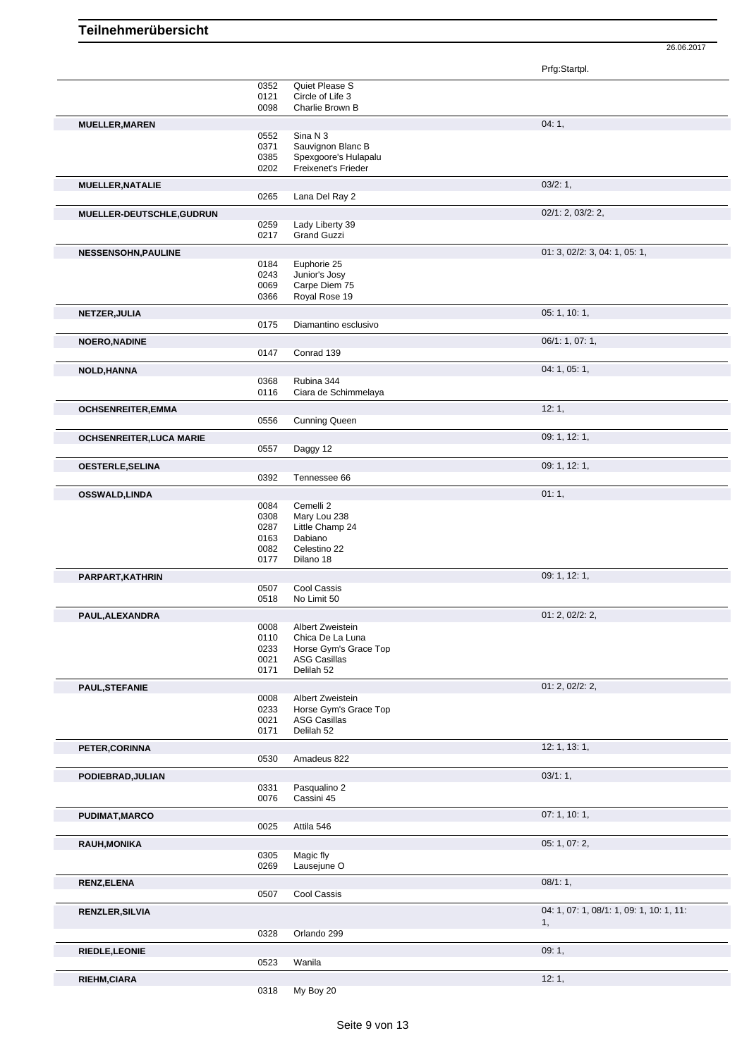# Teilnehmerübersicht

26.06.2017

| Name | Nr. | Pferd | Prfg:Startpl. |
|---|---|---|---|
| | 0352 | Quiet Please S | |
| | 0121 | Circle of Life 3 | |
| | 0098 | Charlie Brown B | |
| **MUELLER,MAREN** | | | 04: 1, |
| | 0552 | Sina N 3 | |
| | 0371 | Sauvignon Blanc B | |
| | 0385 | Spexgoore's Hulapalu | |
| | 0202 | Freixenet's Frieder | |
| **MUELLER,NATALIE** | | | 03/2: 1, |
| | 0265 | Lana Del Ray 2 | |
| **MUELLER-DEUTSCHLE,GUDRUN** | | | 02/1: 2, 03/2: 2, |
| | 0259 | Lady Liberty 39 | |
| | 0217 | Grand Guzzi | |
| **NESSENSOHN,PAULINE** | | | 01: 3, 02/2: 3, 04: 1, 05: 1, |
| | 0184 | Euphorie 25 | |
| | 0243 | Junior's Josy | |
| | 0069 | Carpe Diem 75 | |
| | 0366 | Royal Rose 19 | |
| **NETZER,JULIA** | | | 05: 1, 10: 1, |
| | 0175 | Diamantino esclusivo | |
| **NOERO,NADINE** | | | 06/1: 1, 07: 1, |
| | 0147 | Conrad 139 | |
| **NOLD,HANNA** | | | 04: 1, 05: 1, |
| | 0368 | Rubina 344 | |
| | 0116 | Ciara de Schimmelaya | |
| **OCHSENREITER,EMMA** | | | 12: 1, |
| | 0556 | Cunning Queen | |
| **OCHSENREITER,LUCA MARIE** | | | 09: 1, 12: 1, |
| | 0557 | Daggy 12 | |
| **OESTERLE,SELINA** | | | 09: 1, 12: 1, |
| | 0392 | Tennessee 66 | |
| **OSSWALD,LINDA** | | | 01: 1, |
| | 0084 | Cemelli 2 | |
| | 0308 | Mary Lou 238 | |
| | 0287 | Little Champ 24 | |
| | 0163 | Dabiano | |
| | 0082 | Celestino 22 | |
| | 0177 | Dilano 18 | |
| **PARPART,KATHRIN** | | | 09: 1, 12: 1, |
| | 0507 | Cool Cassis | |
| | 0518 | No Limit 50 | |
| **PAUL,ALEXANDRA** | | | 01: 2, 02/2: 2, |
| | 0008 | Albert Zweistein | |
| | 0110 | Chica De La Luna | |
| | 0233 | Horse Gym's Grace Top | |
| | 0021 | ASG Casillas | |
| | 0171 | Delilah 52 | |
| **PAUL,STEFANIE** | | | 01: 2, 02/2: 2, |
| | 0008 | Albert Zweistein | |
| | 0233 | Horse Gym's Grace Top | |
| | 0021 | ASG Casillas | |
| | 0171 | Delilah 52 | |
| **PETER,CORINNA** | | | 12: 1, 13: 1, |
| | 0530 | Amadeus 822 | |
| **PODIEBRAD,JULIAN** | | | 03/1: 1, |
| | 0331 | Pasqualino 2 | |
| | 0076 | Cassini 45 | |
| **PUDIMAT,MARCO** | | | 07: 1, 10: 1, |
| | 0025 | Attila 546 | |
| **RAUH,MONIKA** | | | 05: 1, 07: 2, |
| | 0305 | Magic fly | |
| | 0269 | Lausejune O | |
| **RENZ,ELENA** | | | 08/1: 1, |
| | 0507 | Cool Cassis | |
| **RENZLER,SILVIA** | | | 04: 1, 07: 1, 08/1: 1, 09: 1, 10: 1, 11: 1, |
| | 0328 | Orlando 299 | |
| **RIEDLE,LEONIE** | | | 09: 1, |
| | 0523 | Wanila | |
| **RIEHM,CIARA** | | | 12: 1, |
| | 0318 | My Boy 20 | |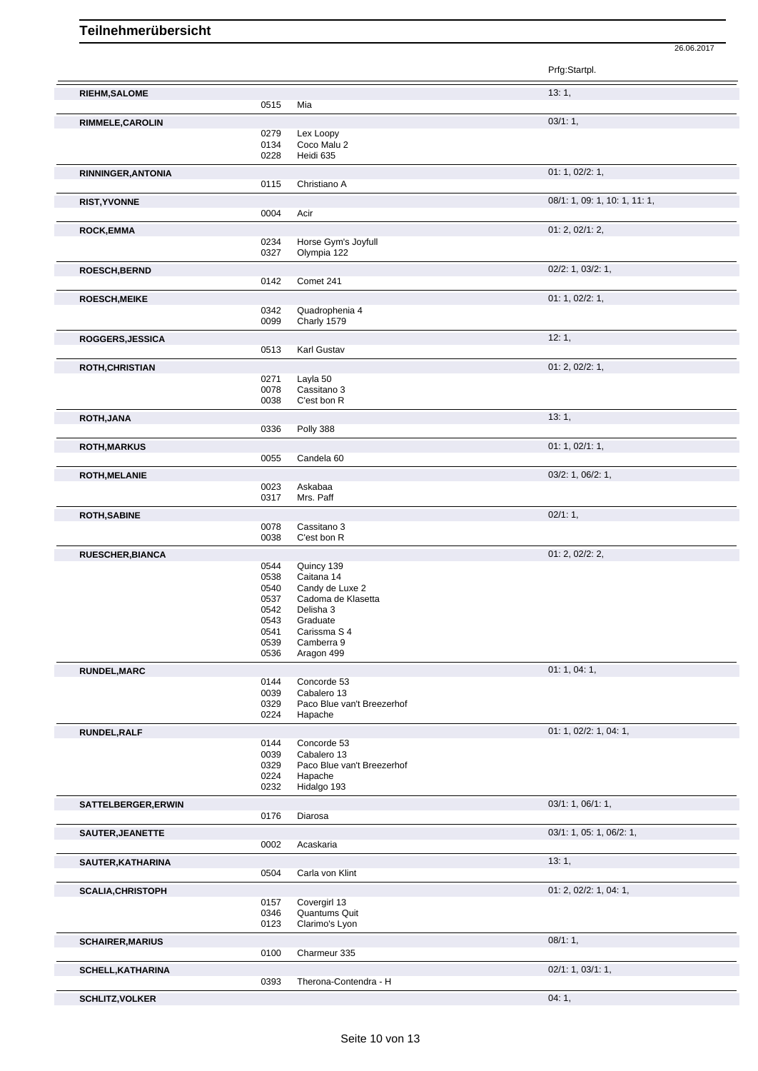# Teilnehmerübersicht

26.06.2017

| Teilnehmer | Nr. | Pferd | Prfg:Startpl. |
|---|---|---|---|
| **RIEHM,SALOME** | | | 13: 1, |
| | 0515 | Mia | |
| **RIMMELE,CAROLIN** | | | 03/1: 1, |
| | 0279 | Lex Loopy | |
| | 0134 | Coco Malu 2 | |
| | 0228 | Heidi 635 | |
| **RINNINGER,ANTONIA** | | | 01: 1, 02/2: 1, |
| | 0115 | Christiano A | |
| **RIST,YVONNE** | | | 08/1: 1, 09: 1, 10: 1, 11: 1, |
| | 0004 | Acir | |
| **ROCK,EMMA** | | | 01: 2, 02/1: 2, |
| | 0234 | Horse Gym's Joyfull | |
| | 0327 | Olympia 122 | |
| **ROESCH,BERND** | | | 02/2: 1, 03/2: 1, |
| | 0142 | Comet 241 | |
| **ROESCH,MEIKE** | | | 01: 1, 02/2: 1, |
| | 0342 | Quadrophenia 4 | |
| | 0099 | Charly 1579 | |
| **ROGGERS,JESSICA** | | | 12: 1, |
| | 0513 | Karl Gustav | |
| **ROTH,CHRISTIAN** | | | 01: 2, 02/2: 1, |
| | 0271 | Layla 50 | |
| | 0078 | Cassitano 3 | |
| | 0038 | C'est bon R | |
| **ROTH,JANA** | | | 13: 1, |
| | 0336 | Polly 388 | |
| **ROTH,MARKUS** | | | 01: 1, 02/1: 1, |
| | 0055 | Candela 60 | |
| **ROTH,MELANIE** | | | 03/2: 1, 06/2: 1, |
| | 0023 | Askabaa | |
| | 0317 | Mrs. Paff | |
| **ROTH,SABINE** | | | 02/1: 1, |
| | 0078 | Cassitano 3 | |
| | 0038 | C'est bon R | |
| **RUESCHER,BIANCA** | | | 01: 2, 02/2: 2, |
| | 0544 | Quincy 139 | |
| | 0538 | Caitana 14 | |
| | 0540 | Candy de Luxe 2 | |
| | 0537 | Cadoma de Klasetta | |
| | 0542 | Delisha 3 | |
| | 0543 | Graduate | |
| | 0541 | Carissma S 4 | |
| | 0539 | Camberra 9 | |
| | 0536 | Aragon 499 | |
| **RUNDEL,MARC** | | | 01: 1, 04: 1, |
| | 0144 | Concorde 53 | |
| | 0039 | Cabalero 13 | |
| | 0329 | Paco Blue van't Breezerhof | |
| | 0224 | Hapache | |
| **RUNDEL,RALF** | | | 01: 1, 02/2: 1, 04: 1, |
| | 0144 | Concorde 53 | |
| | 0039 | Cabalero 13 | |
| | 0329 | Paco Blue van't Breezerhof | |
| | 0224 | Hapache | |
| | 0232 | Hidalgo 193 | |
| **SATTELBERGER,ERWIN** | | | 03/1: 1, 06/1: 1, |
| | 0176 | Diarosa | |
| **SAUTER,JEANETTE** | | | 03/1: 1, 05: 1, 06/2: 1, |
| | 0002 | Acaskaria | |
| **SAUTER,KATHARINA** | | | 13: 1, |
| | 0504 | Carla von Klint | |
| **SCALIA,CHRISTOPH** | | | 01: 2, 02/2: 1, 04: 1, |
| | 0157 | Covergirl 13 | |
| | 0346 | Quantums Quit | |
| | 0123 | Clarimo's Lyon | |
| **SCHAIRER,MARIUS** | | | 08/1: 1, |
| | 0100 | Charmeur 335 | |
| **SCHELL,KATHARINA** | | | 02/1: 1, 03/1: 1, |
| | 0393 | Therona-Contendra - H | |
| **SCHLITZ,VOLKER** | | | 04: 1, |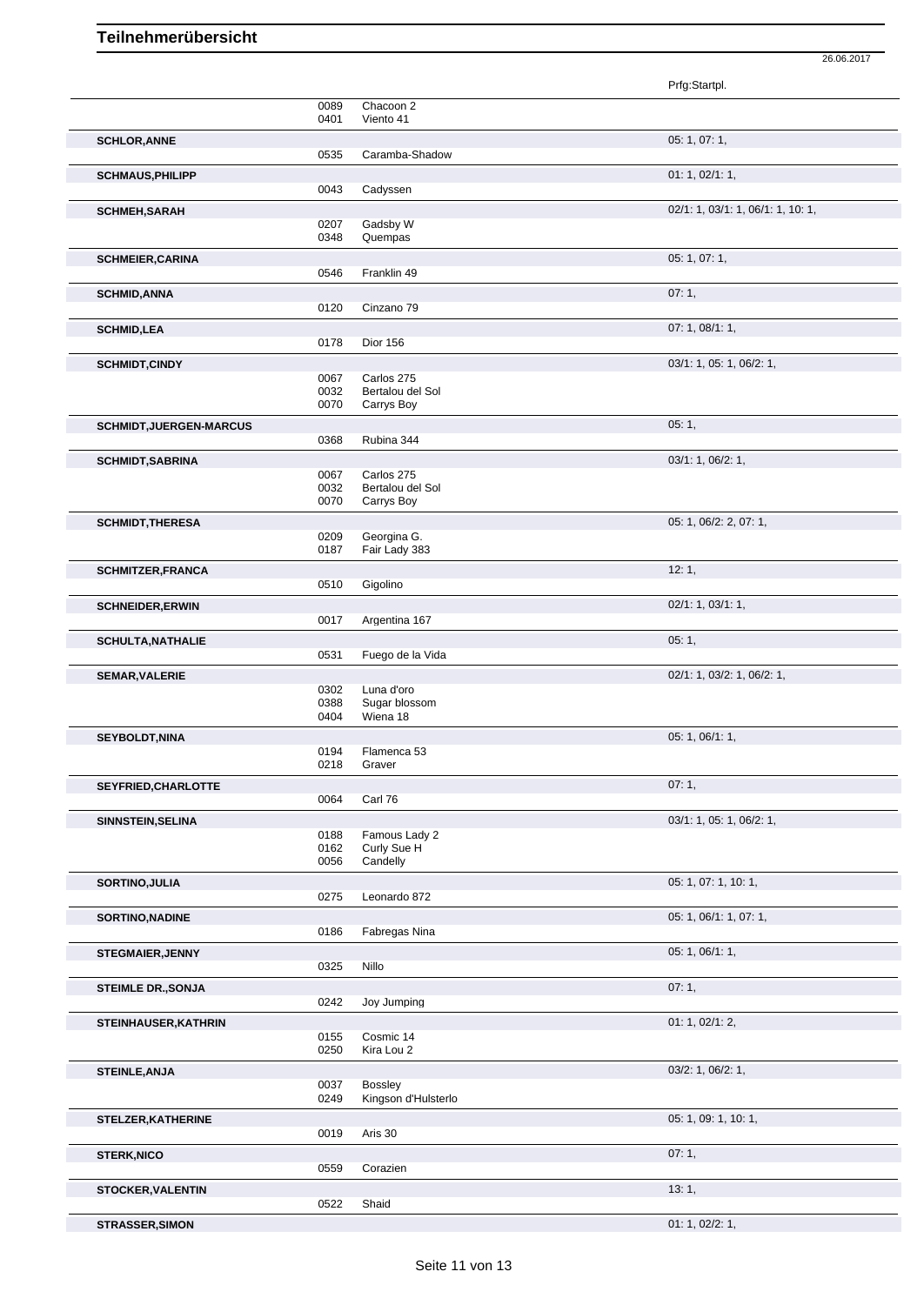# Teilnehmerübersicht

26.06.2017

| Name | Nr. | Pferd | Prfg:Startpl. |
|---|---|---|---|
| | 0089 | Chacoon 2 | |
| | 0401 | Viento 41 | |
| **SCHLOR,ANNE** | | | 05: 1, 07: 1, |
| | 0535 | Caramba-Shadow | |
| **SCHMAUS,PHILIPP** | | | 01: 1, 02/1: 1, |
| | 0043 | Cadyssen | |
| **SCHMEH,SARAH** | | | 02/1: 1, 03/1: 1, 06/1: 1, 10: 1, |
| | 0207 | Gadsby W | |
| | 0348 | Quempas | |
| **SCHMEIER,CARINA** | | | 05: 1, 07: 1, |
| | 0546 | Franklin 49 | |
| **SCHMID,ANNA** | | | 07: 1, |
| | 0120 | Cinzano 79 | |
| **SCHMID,LEA** | | | 07: 1, 08/1: 1, |
| | 0178 | Dior 156 | |
| **SCHMIDT,CINDY** | | | 03/1: 1, 05: 1, 06/2: 1, |
| | 0067 | Carlos 275 | |
| | 0032 | Bertalou del Sol | |
| | 0070 | Carrys Boy | |
| **SCHMIDT,JUERGEN-MARCUS** | | | 05: 1, |
| | 0368 | Rubina 344 | |
| **SCHMIDT,SABRINA** | | | 03/1: 1, 06/2: 1, |
| | 0067 | Carlos 275 | |
| | 0032 | Bertalou del Sol | |
| | 0070 | Carrys Boy | |
| **SCHMIDT,THERESA** | | | 05: 1, 06/2: 2, 07: 1, |
| | 0209 | Georgina G. | |
| | 0187 | Fair Lady 383 | |
| **SCHMITZER,FRANCA** | | | 12: 1, |
| | 0510 | Gigolino | |
| **SCHNEIDER,ERWIN** | | | 02/1: 1, 03/1: 1, |
| | 0017 | Argentina 167 | |
| **SCHULTA,NATHALIE** | | | 05: 1, |
| | 0531 | Fuego de la Vida | |
| **SEMAR,VALERIE** | | | 02/1: 1, 03/2: 1, 06/2: 1, |
| | 0302 | Luna d'oro | |
| | 0388 | Sugar blossom | |
| | 0404 | Wiena 18 | |
| **SEYBOLDT,NINA** | | | 05: 1, 06/1: 1, |
| | 0194 | Flamenca 53 | |
| | 0218 | Graver | |
| **SEYFRIED,CHARLOTTE** | | | 07: 1, |
| | 0064 | Carl 76 | |
| **SINNSTEIN,SELINA** | | | 03/1: 1, 05: 1, 06/2: 1, |
| | 0188 | Famous Lady 2 | |
| | 0162 | Curly Sue H | |
| | 0056 | Candelly | |
| **SORTINO,JULIA** | | | 05: 1, 07: 1, 10: 1, |
| | 0275 | Leonardo 872 | |
| **SORTINO,NADINE** | | | 05: 1, 06/1: 1, 07: 1, |
| | 0186 | Fabregas Nina | |
| **STEGMAIER,JENNY** | | | 05: 1, 06/1: 1, |
| | 0325 | Nillo | |
| **STEIMLE DR.,SONJA** | | | 07: 1, |
| | 0242 | Joy Jumping | |
| **STEINHAUSER,KATHRIN** | | | 01: 1, 02/1: 2, |
| | 0155 | Cosmic 14 | |
| | 0250 | Kira Lou 2 | |
| **STEINLE,ANJA** | | | 03/2: 1, 06/2: 1, |
| | 0037 | Bossley | |
| | 0249 | Kingson d'Hulsterlo | |
| **STELZER,KATHERINE** | | | 05: 1, 09: 1, 10: 1, |
| | 0019 | Aris 30 | |
| **STERK,NICO** | | | 07: 1, |
| | 0559 | Corazien | |
| **STOCKER,VALENTIN** | | | 13: 1, |
| | 0522 | Shaid | |
| **STRASSER,SIMON** | | | 01: 1, 02/2: 1, |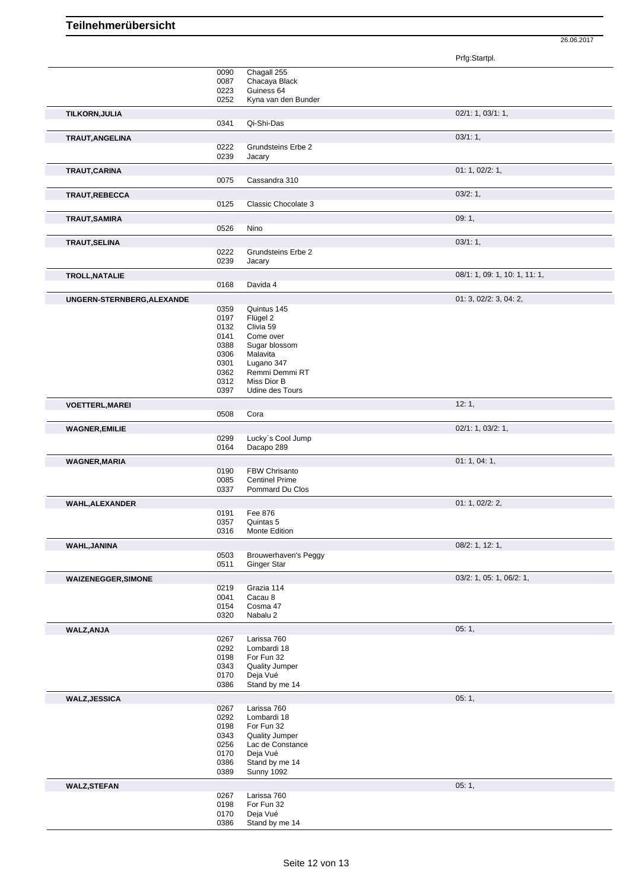# Teilnehmerübersicht

26.06.2017

| Teilnehmer | Nr. | Pferd | Prfg:Startpl. |
|---|---|---|---|
| | 0090 | Chagall 255 | |
| | 0087 | Chacaya Black | |
| | 0223 | Guiness 64 | |
| | 0252 | Kyna van den Bunder | |
| **TILKORN,JULIA** | | | 02/1: 1, 03/1: 1, |
| | 0341 | Qi-Shi-Das | |
| **TRAUT,ANGELINA** | | | 03/1: 1, |
| | 0222 | Grundsteins Erbe 2 | |
| | 0239 | Jacary | |
| **TRAUT,CARINA** | | | 01: 1, 02/2: 1, |
| | 0075 | Cassandra 310 | |
| **TRAUT,REBECCA** | | | 03/2: 1, |
| | 0125 | Classic Chocolate 3 | |
| **TRAUT,SAMIRA** | | | 09: 1, |
| | 0526 | Nino | |
| **TRAUT,SELINA** | | | 03/1: 1, |
| | 0222 | Grundsteins Erbe 2 | |
| | 0239 | Jacary | |
| **TROLL,NATALIE** | | | 08/1: 1, 09: 1, 10: 1, 11: 1, |
| | 0168 | Davida 4 | |
| **UNGERN-STERNBERG,ALEXANDE** | | | 01: 3, 02/2: 3, 04: 2, |
| | 0359 | Quintus 145 | |
| | 0197 | Flügel 2 | |
| | 0132 | Clivia 59 | |
| | 0141 | Come over | |
| | 0388 | Sugar blossom | |
| | 0306 | Malavita | |
| | 0301 | Lugano 347 | |
| | 0362 | Remmi Demmi RT | |
| | 0312 | Miss Dior B | |
| | 0397 | Udine des Tours | |
| **VOETTERL,MAREI** | | | 12: 1, |
| | 0508 | Cora | |
| **WAGNER,EMILIE** | | | 02/1: 1, 03/2: 1, |
| | 0299 | Lucky`s Cool Jump | |
| | 0164 | Dacapo 289 | |
| **WAGNER,MARIA** | | | 01: 1, 04: 1, |
| | 0190 | FBW Chrisanto | |
| | 0085 | Centinel Prime | |
| | 0337 | Pommard Du Clos | |
| **WAHL,ALEXANDER** | | | 01: 1, 02/2: 2, |
| | 0191 | Fee 876 | |
| | 0357 | Quintas 5 | |
| | 0316 | Monte Edition | |
| **WAHL,JANINA** | | | 08/2: 1, 12: 1, |
| | 0503 | Brouwerhaven's Peggy | |
| | 0511 | Ginger Star | |
| **WAIZENEGGER,SIMONE** | | | 03/2: 1, 05: 1, 06/2: 1, |
| | 0219 | Grazia 114 | |
| | 0041 | Cacau 8 | |
| | 0154 | Cosma 47 | |
| | 0320 | Nabalu 2 | |
| **WALZ,ANJA** | | | 05: 1, |
| | 0267 | Larissa 760 | |
| | 0292 | Lombardi 18 | |
| | 0198 | For Fun 32 | |
| | 0343 | Quality Jumper | |
| | 0170 | Deja Vué | |
| | 0386 | Stand by me 14 | |
| **WALZ,JESSICA** | | | 05: 1, |
| | 0267 | Larissa 760 | |
| | 0292 | Lombardi 18 | |
| | 0198 | For Fun 32 | |
| | 0343 | Quality Jumper | |
| | 0256 | Lac de Constance | |
| | 0170 | Deja Vué | |
| | 0386 | Stand by me 14 | |
| | 0389 | Sunny 1092 | |
| **WALZ,STEFAN** | | | 05: 1, |
| | 0267 | Larissa 760 | |
| | 0198 | For Fun 32 | |
| | 0170 | Deja Vué | |
| | 0386 | Stand by me 14 | |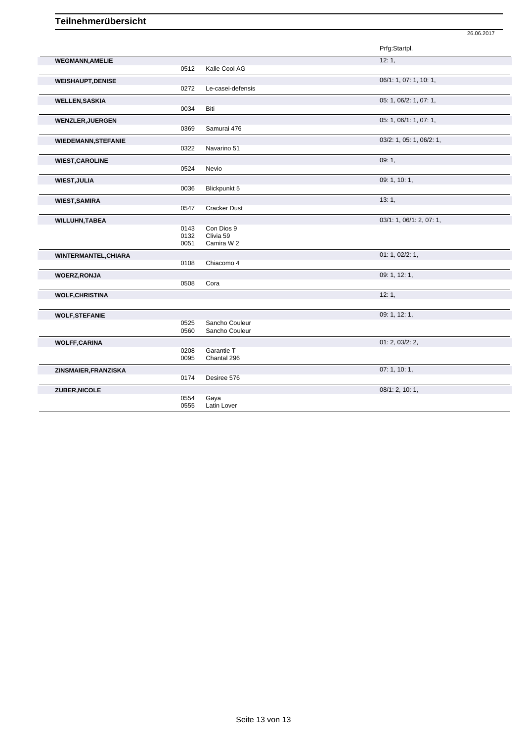# Teilnehmerübersicht

26.06.2017

| | | | Prfg:Startpl. |
|---|---|---|---|
| **WEGMANN,AMELIE** | | | 12: 1, |
| | 0512 | Kalle Cool AG | |
| **WEISHAUPT,DENISE** | | | 06/1: 1, 07: 1, 10: 1, |
| | 0272 | Le-casei-defensis | |
| **WELLEN,SASKIA** | | | 05: 1, 06/2: 1, 07: 1, |
| | 0034 | Biti | |
| **WENZLER,JUERGEN** | | | 05: 1, 06/1: 1, 07: 1, |
| | 0369 | Samurai 476 | |
| **WIEDEMANN,STEFANIE** | | | 03/2: 1, 05: 1, 06/2: 1, |
| | 0322 | Navarino 51 | |
| **WIEST,CAROLINE** | | | 09: 1, |
| | 0524 | Nevio | |
| **WIEST,JULIA** | | | 09: 1, 10: 1, |
| | 0036 | Blickpunkt 5 | |
| **WIEST,SAMIRA** | | | 13: 1, |
| | 0547 | Cracker Dust | |
| **WILLUHN,TABEA** | | | 03/1: 1, 06/1: 2, 07: 1, |
| | 0143 | Con Dios 9 | |
| | 0132 | Clivia 59 | |
| | 0051 | Camira W 2 | |
| **WINTERMANTEL,CHIARA** | | | 01: 1, 02/2: 1, |
| | 0108 | Chiacomo 4 | |
| **WOERZ,RONJA** | | | 09: 1, 12: 1, |
| | 0508 | Cora | |
| **WOLF,CHRISTINA** | | | 12: 1, |
| **WOLF,STEFANIE** | | | 09: 1, 12: 1, |
| | 0525 | Sancho Couleur | |
| | 0560 | Sancho Couleur | |
| **WOLFF,CARINA** | | | 01: 2, 03/2: 2, |
| | 0208 | Garantie T | |
| | 0095 | Chantal 296 | |
| **ZINSMAIER,FRANZISKA** | | | 07: 1, 10: 1, |
| | 0174 | Desiree 576 | |
| **ZUBER,NICOLE** | | | 08/1: 2, 10: 1, |
| | 0554 | Gaya | |
| | 0555 | Latin Lover | |